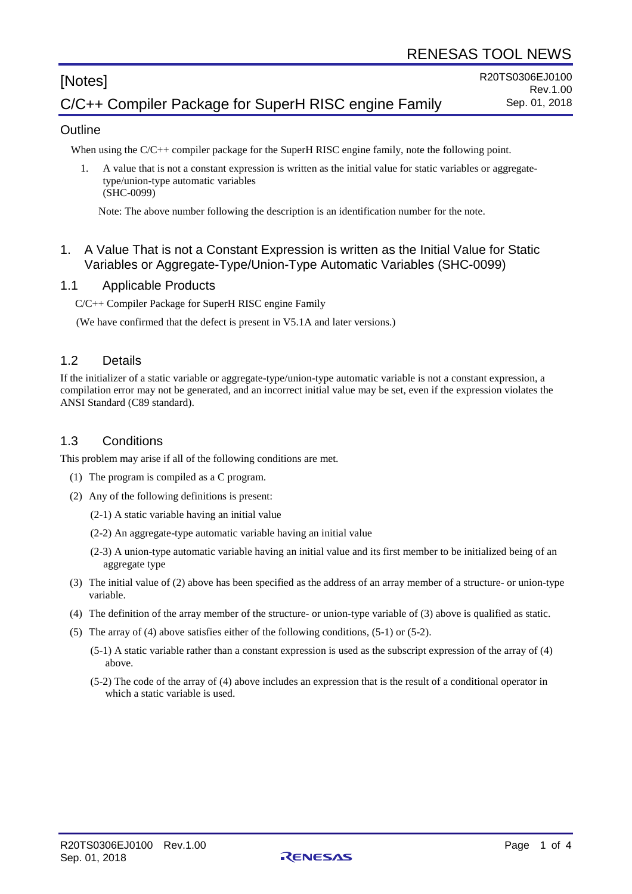RENESAS TOOL NEWS

# [Notes]

# C/C++ Compiler Package for SuperH RISC engine Family

R20TS0306EJ0100
Rev.1.00
Sep. 01, 2018

## Outline

When using the C/C++ compiler package for the SuperH RISC engine family, note the following point.

1. A value that is not a constant expression is written as the initial value for static variables or aggregate-type/union-type automatic variables
(SHC-0099)

Note: The above number following the description is an identification number for the note.

## 1. A Value That is not a Constant Expression is written as the Initial Value for Static Variables or Aggregate-Type/Union-Type Automatic Variables (SHC-0099)

### 1.1 Applicable Products

C/C++ Compiler Package for SuperH RISC engine Family

(We have confirmed that the defect is present in V5.1A and later versions.)

### 1.2 Details

If the initializer of a static variable or aggregate-type/union-type automatic variable is not a constant expression, a compilation error may not be generated, and an incorrect initial value may be set, even if the expression violates the ANSI Standard (C89 standard).

### 1.3 Conditions

This problem may arise if all of the following conditions are met.

(1) The program is compiled as a C program.

(2) Any of the following definitions is present:

(2-1) A static variable having an initial value

(2-2) An aggregate-type automatic variable having an initial value

(2-3) A union-type automatic variable having an initial value and its first member to be initialized being of an aggregate type

(3) The initial value of (2) above has been specified as the address of an array member of a structure- or union-type variable.

(4) The definition of the array member of the structure- or union-type variable of (3) above is qualified as static.

(5) The array of (4) above satisfies either of the following conditions, (5-1) or (5-2).

(5-1) A static variable rather than a constant expression is used as the subscript expression of the array of (4) above.

(5-2) The code of the array of (4) above includes an expression that is the result of a conditional operator in which a static variable is used.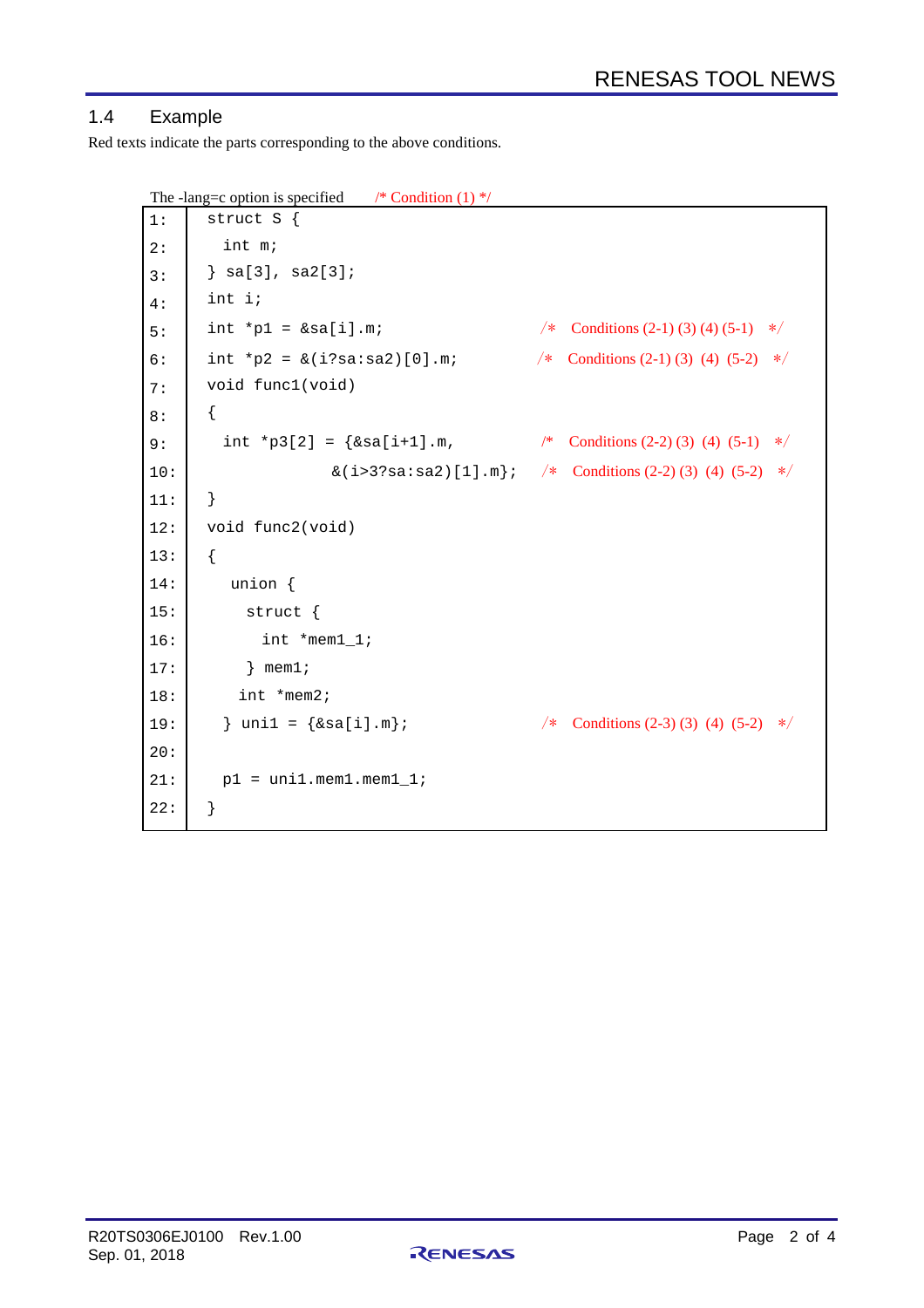## 1.4 Example

Red texts indicate the parts corresponding to the above conditions.

The -lang=c option is specified /* Condition (1) */

```
1:   struct S {
2:     int m;
3:   } sa[3], sa2[3];
4:   int i;
5:   int *p1 = &sa[i].m;                         /* Conditions (2-1) (3) (4) (5-1) */
6:   int *p2 = &(i?sa:sa2)[0].m;                 /* Conditions (2-1) (3) (4) (5-2) */
7:   void func1(void)
8:   {
9:     int *p3[2] = {&sa[i+1].m,                 /* Conditions (2-2) (3) (4) (5-1) */
10:                 &(i>3?sa:sa2)[1].m};         /* Conditions (2-2) (3) (4) (5-2) */
11:  }
12:  void func2(void)
13:  {
14:     union {
15:       struct {
16:         int *mem1_1;
17:       } mem1;
18:      int *mem2;
19:    } uni1 = {&sa[i].m};                      /* Conditions (2-3) (3) (4) (5-2) */
20:
21:    p1 = uni1.mem1.mem1_1;
22:  }
```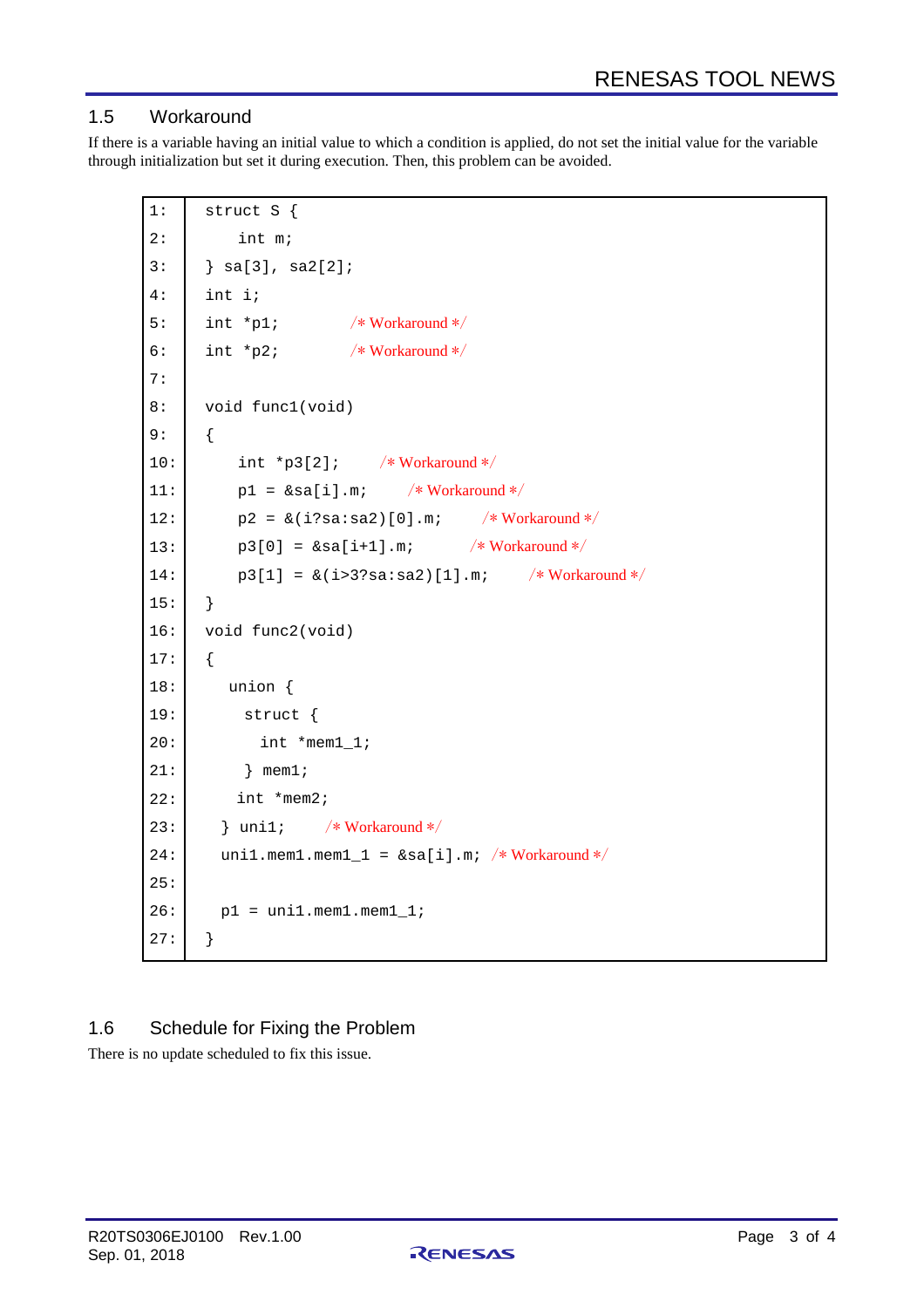## 1.5 Workaround

If there is a variable having an initial value to which a condition is applied, do not set the initial value for the variable through initialization but set it during execution. Then, this problem can be avoided.

```
1:  struct S {
2:      int m;
3:  } sa[3], sa2[2];
4:  int i;
5:  int *p1;        /* Workaround */
6:  int *p2;        /* Workaround */
7:
8:  void func1(void)
9:  {
10:     int *p3[2];     /* Workaround */
11:     p1 = &sa[i].m;      /* Workaround */
12:     p2 = &(i?sa:sa2)[0].m;      /* Workaround */
13:     p3[0] = &sa[i+1].m;     /* Workaround */
14:     p3[1] = &(i>3?sa:sa2)[1].m;     /* Workaround */
15: }
16: void func2(void)
17: {
18:    union {
19:      struct {
20:        int *mem1_1;
21:      } mem1;
22:     int *mem2;
23:   } uni1;     /* Workaround */
24:   uni1.mem1.mem1_1 = &sa[i].m;  /* Workaround */
25:
26:   p1 = uni1.mem1.mem1_1;
27: }
```

## 1.6 Schedule for Fixing the Problem

There is no update scheduled to fix this issue.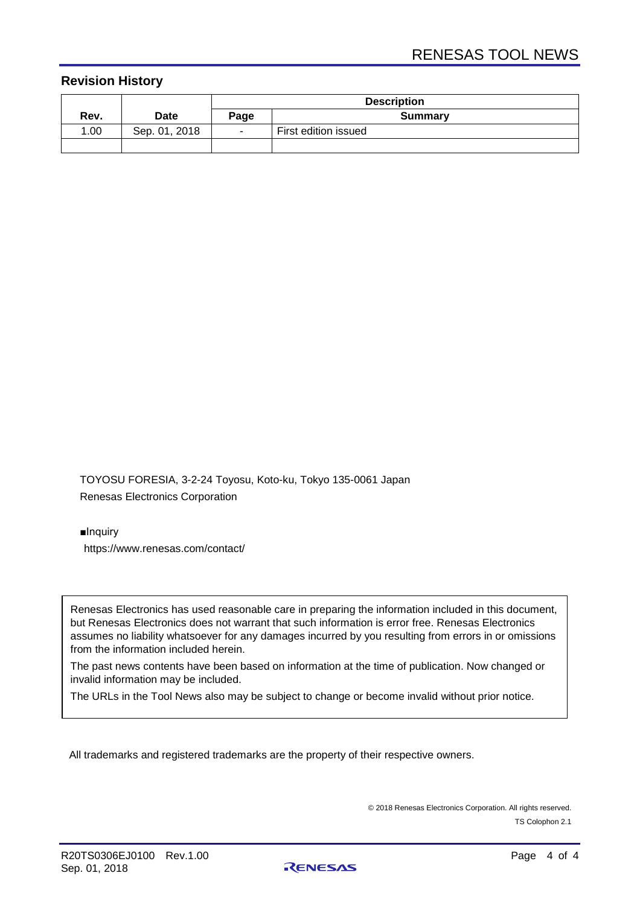## Revision History

| Rev. | Date | Description | |
|---|---|---|---|
| | | Page | Summary |
| 1.00 | Sep. 01, 2018 | - | First edition issued |
| | | | |

TOYOSU FORESIA, 3-2-24 Toyosu, Koto-ku, Tokyo 135-0061 Japan
Renesas Electronics Corporation

■Inquiry
https://www.renesas.com/contact/

Renesas Electronics has used reasonable care in preparing the information included in this document, but Renesas Electronics does not warrant that such information is error free. Renesas Electronics assumes no liability whatsoever for any damages incurred by you resulting from errors in or omissions from the information included herein.

The past news contents have been based on information at the time of publication. Now changed or invalid information may be included.

The URLs in the Tool News also may be subject to change or become invalid without prior notice.

All trademarks and registered trademarks are the property of their respective owners.

© 2018 Renesas Electronics Corporation. All rights reserved.
TS Colophon 2.1